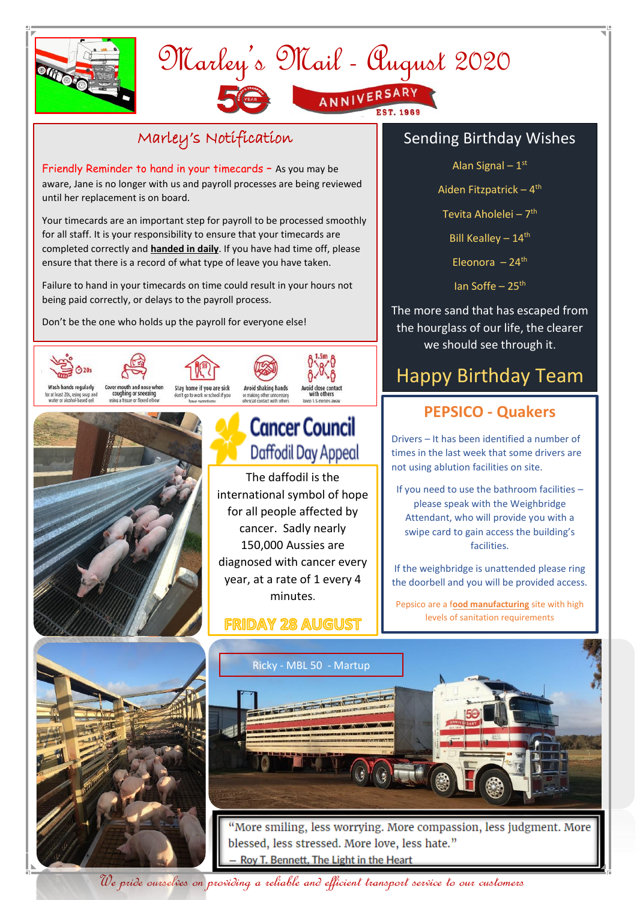# Marley's Mail - August 2020

50 YEAR ANNIVERSARY EST. 1969

## Marley's Notification

**Friendly Reminder to hand in your timecards –** As you may be aware, Jane is no longer with us and payroll processes are being reviewed until her replacement is on board.

Your timecards are an important step for payroll to be processed smoothly for all staff. It is your responsibility to ensure that your timecards are completed correctly and **handed in daily**. If you have had time off, please ensure that there is a record of what type of leave you have taken.

Failure to hand in your timecards on time could result in your hours not being paid correctly, or delays to the payroll process.

Don't be the one who holds up the payroll for everyone else!

- Wash hands regularly – for at least 20s, using soap and water or alcohol-based gel
- Cover mouth and nose when coughing or sneezing – using a tissue or flexed elbow
- Stay home if you are sick – don't go to work or school if you have symptoms
- Avoid shaking hands – or making other unnecessary physical contact with others
- Avoid close contact with others – keep 1.5 metres away

## Sending Birthday Wishes

Alan Signal – 1st

Aiden Fitzpatrick – 4th

Tevita Aholelei – 7th

Bill Kealley – 14th

Eleonora – 24th

Ian Soffe – 25th

The more sand that has escaped from the hourglass of our life, the clearer we should see through it.

**Happy Birthday Team**

## Cancer Council Daffodil Day Appeal

The daffodil is the international symbol of hope for all people affected by cancer. Sadly nearly 150,000 Aussies are diagnosed with cancer every year, at a rate of 1 every 4 minutes.

**FRIDAY 28 AUGUST**

## PEPSICO - Quakers

Drivers – It has been identified a number of times in the last week that some drivers are not using ablution facilities on site.

If you need to use the bathroom facilities – please speak with the Weighbridge Attendant, who will provide you with a swipe card to gain access the building's facilities.

If the weighbridge is unattended please ring the doorbell and you will be provided access.

Pepsico are a **food manufacturing** site with high levels of sanitation requirements

Ricky - MBL 50 - Martup

"More smiling, less worrying. More compassion, less judgment. More blessed, less stressed. More love, less hate."
– Roy T. Bennett, The Light in the Heart

*We pride ourselves on providing a reliable and efficient transport service to our customers*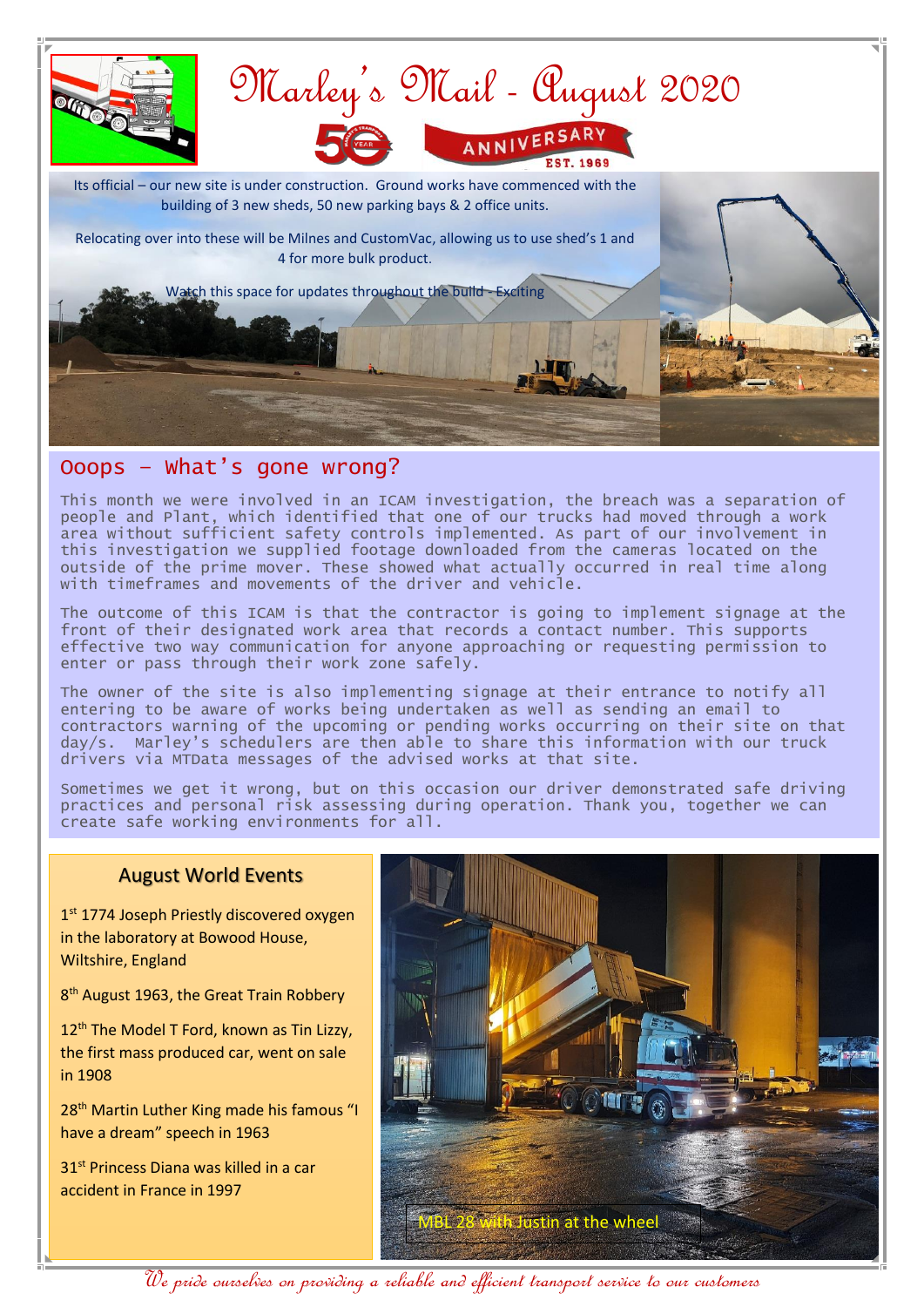# Marley's Mail - August 2020

50 YEAR ANNIVERSARY EST. 1969

Its official – our new site is under construction. Ground works have commenced with the building of 3 new sheds, 50 new parking bays & 2 office units.

Relocating over into these will be Milnes and CustomVac, allowing us to use shed's 1 and 4 for more bulk product.

Watch this space for updates throughout the build - Exciting

## Ooops – What's gone wrong?

This month we were involved in an ICAM investigation, the breach was a separation of people and Plant, which identified that one of our trucks had moved through a work area without sufficient safety controls implemented. As part of our involvement in this investigation we supplied footage downloaded from the cameras located on the outside of the prime mover. These showed what actually occurred in real time along with timeframes and movements of the driver and vehicle.

The outcome of this ICAM is that the contractor is going to implement signage at the front of their designated work area that records a contact number. This supports effective two way communication for anyone approaching or requesting permission to enter or pass through their work zone safely.

The owner of the site is also implementing signage at their entrance to notify all entering to be aware of works being undertaken as well as sending an email to contractors warning of the upcoming or pending works occurring on their site on that day/s. Marley's schedulers are then able to share this information with our truck drivers via MTData messages of the advised works at that site.

Sometimes we get it wrong, but on this occasion our driver demonstrated safe driving practices and personal risk assessing during operation. Thank you, together we can create safe working environments for all.

## August World Events

1st 1774 Joseph Priestly discovered oxygen in the laboratory at Bowood House, Wiltshire, England

8th August 1963, the Great Train Robbery

12th The Model T Ford, known as Tin Lizzy, the first mass produced car, went on sale in 1908

28th Martin Luther King made his famous "I have a dream" speech in 1963

31st Princess Diana was killed in a car accident in France in 1997

MBL 28 with Justin at the wheel

*We pride ourselves on providing a reliable and efficient transport service to our customers*